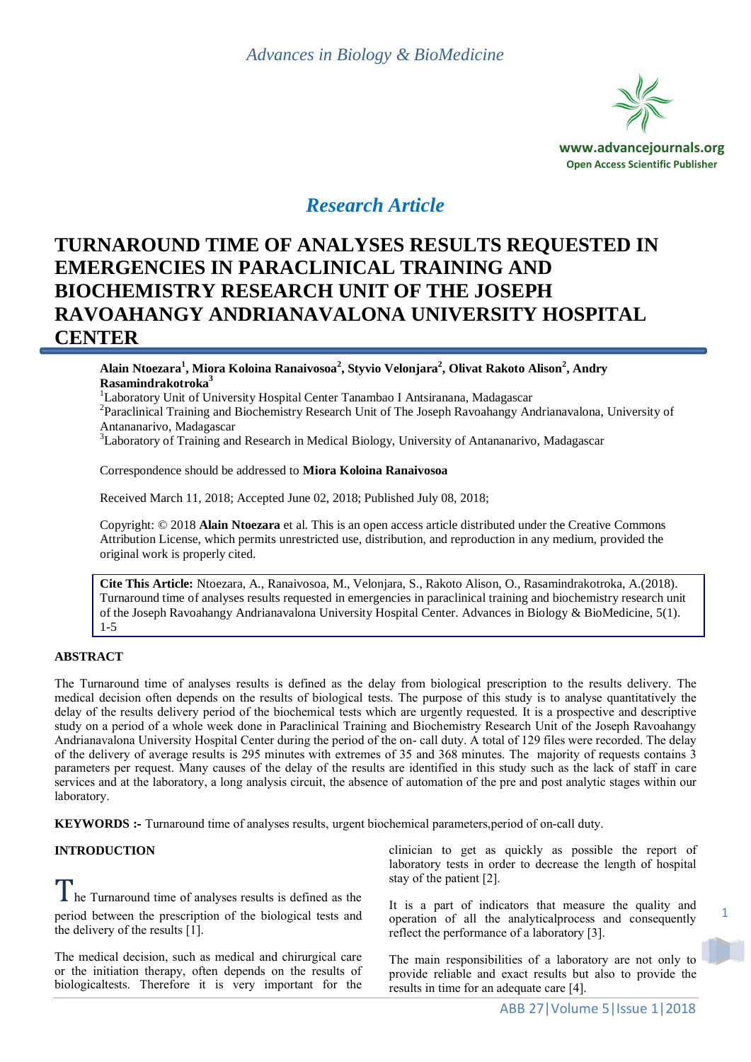*Research Article*

# TURNAROUND TIME OF ANALYSES RESULTS REQUESTED IN EMERGENCIES IN PARACLINICAL TRAINING AND BIOCHEMISTRY RESEARCH UNIT OF THE JOSEPH RAVOAHANGY ANDRIANAVALONA UNIVERSITY HOSPITAL CENTER

**Alain Ntoezara[1], Miora Koloina Ranaivosoa[2], Styvio Velonjara[2], Olivat Rakoto Alison[2], Andry Rasamindrakotroka[3]**

[1]Laboratory Unit of University Hospital Center Tanambao I Antsiranana, Madagascar
[2]Paraclinical Training and Biochemistry Research Unit of The Joseph Ravoahangy Andrianavalona, University of Antananarivo, Madagascar
[3]Laboratory of Training and Research in Medical Biology, University of Antananarivo, Madagascar

Correspondence should be addressed to **Miora Koloina Ranaivosoa**

Received March 11, 2018; Accepted June 02, 2018; Published July 08, 2018;

Copyright: © 2018 **Alain Ntoezara** et al. This is an open access article distributed under the Creative Commons Attribution License, which permits unrestricted use, distribution, and reproduction in any medium, provided the original work is properly cited.

**Cite This Article:** Ntoezara, A., Ranaivosoa, M., Velonjara, S., Rakoto Alison, O., Rasamindrakotroka, A.(2018). Turnaround time of analyses results requested in emergencies in paraclinical training and biochemistry research unit of the Joseph Ravoahangy Andrianavalona University Hospital Center. Advances in Biology & BioMedicine, 5(1). 1-5

## ABSTRACT

The Turnaround time of analyses results is defined as the delay from biological prescription to the results delivery. The medical decision often depends on the results of biological tests. The purpose of this study is to analyse quantitatively the delay of the results delivery period of the biochemical tests which are urgently requested. It is a prospective and descriptive study on a period of a whole week done in Paraclinical Training and Biochemistry Research Unit of the Joseph Ravoahangy Andrianavalona University Hospital Center during the period of the on- call duty. A total of 129 files were recorded. The delay of the delivery of average results is 295 minutes with extremes of 35 and 368 minutes. The majority of requests contains 3 parameters per request. Many causes of the delay of the results are identified in this study such as the lack of staff in care services and at the laboratory, a long analysis circuit, the absence of automation of the pre and post analytic stages within our laboratory.

**KEYWORDS :-** Turnaround time of analyses results, urgent biochemical parameters,period of on-call duty.

## INTRODUCTION

The Turnaround time of analyses results is defined as the period between the prescription of the biological tests and the delivery of the results [1].

The medical decision, such as medical and chirurgical care or the initiation therapy, often depends on the results of biologicaltests. Therefore it is very important for the clinician to get as quickly as possible the report of laboratory tests in order to decrease the length of hospital stay of the patient [2].

It is a part of indicators that measure the quality and operation of all the analyticalprocess and consequently reflect the performance of a laboratory [3].

The main responsibilities of a laboratory are not only to provide reliable and exact results but also to provide the results in time for an adequate care [4].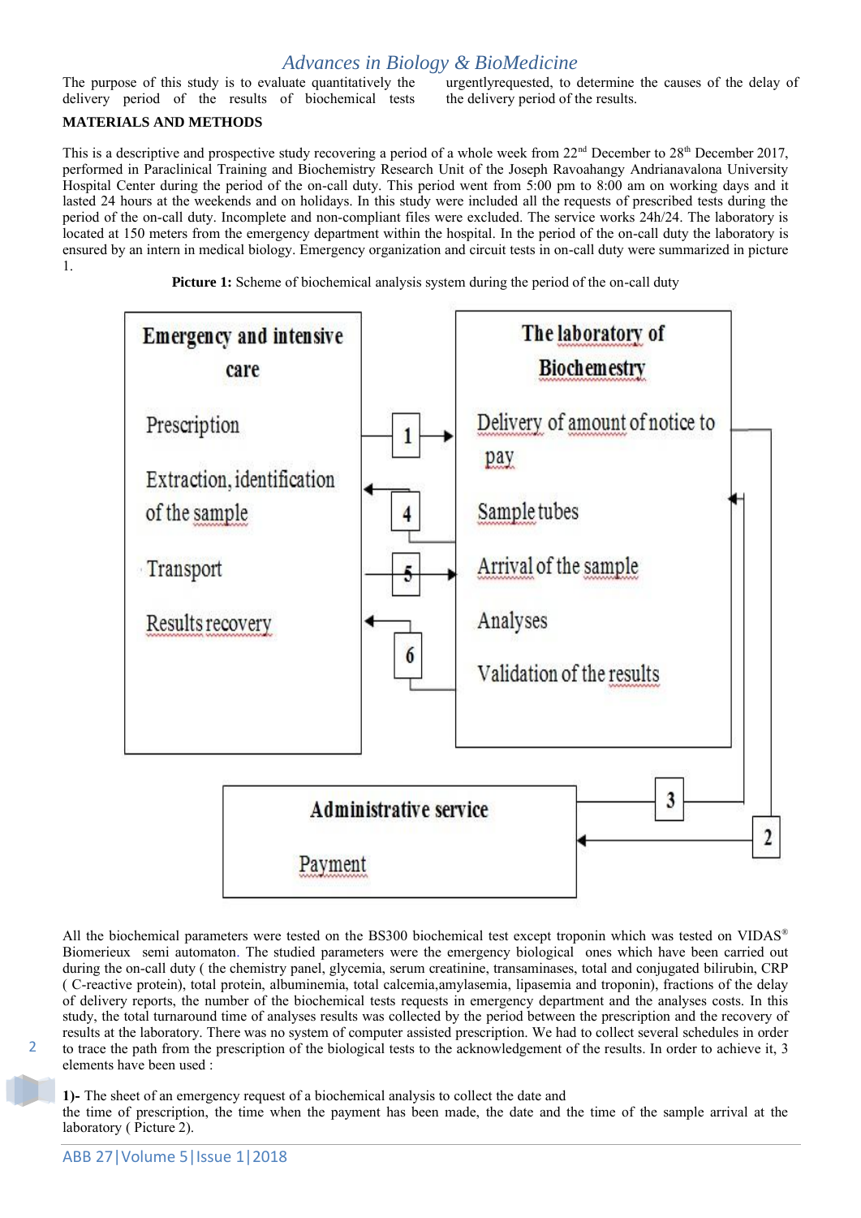The purpose of this study is to evaluate quantitatively the delivery period of the results of biochemical tests urgentlyrequested, to determine the causes of the delay of the delivery period of the results.

**MATERIALS AND METHODS**

This is a descriptive and prospective study recovering a period of a whole week from 22[nd] December to 28[th] December 2017, performed in Paraclinical Training and Biochemistry Research Unit of the Joseph Ravoahangy Andrianavalona University Hospital Center during the period of the on-call duty. This period went from 5:00 pm to 8:00 am on working days and it lasted 24 hours at the weekends and on holidays. In this study were included all the requests of prescribed tests during the period of the on-call duty. Incomplete and non-compliant files were excluded. The service works 24h/24. The laboratory is located at 150 meters from the emergency department within the hospital. In the period of the on-call duty the laboratory is ensured by an intern in medical biology. Emergency organization and circuit tests in on-call duty were summarized in picture 1.

**Picture 1:** Scheme of biochemical analysis system during the period of the on-call duty

**Emergency and intensive care**

- Prescription
- Extraction, identification of the sample
- Transport
- Results recovery

**The laboratory of Biochemestry**

- Delivery of amount of notice to pay
- Sample tubes
- Arrival of the sample
- Analyses
- Validation of the results

**Administrative service**

- Payment

1: Prescription → Delivery of amount of notice to pay; 2: Delivery of amount of notice to pay → Payment; 3: Payment → Sample tubes; 4: Sample tubes → Extraction, identification of the sample; 5: Transport → Arrival of the sample; 6: Validation of the results → Results recovery

All the biochemical parameters were tested on the BS300 biochemical test except troponin which was tested on VIDAS® Biomerieux semi automaton. The studied parameters were the emergency biological ones which have been carried out during the on-call duty ( the chemistry panel, glycemia, serum creatinine, transaminases, total and conjugated bilirubin, CRP ( C-reactive protein), total protein, albuminemia, total calcemia,amylasemia, lipasemia and troponin), fractions of the delay of delivery reports, the number of the biochemical tests requests in emergency department and the analyses costs. In this study, the total turnaround time of analyses results was collected by the period between the prescription and the recovery of results at the laboratory. There was no system of computer assisted prescription. We had to collect several schedules in order to trace the path from the prescription of the biological tests to the acknowledgement of the results. In order to achieve it, 3 elements have been used :

**1)-** The sheet of an emergency request of a biochemical analysis to collect the date and the time of prescription, the time when the payment has been made, the date and the time of the sample arrival at the laboratory ( Picture 2).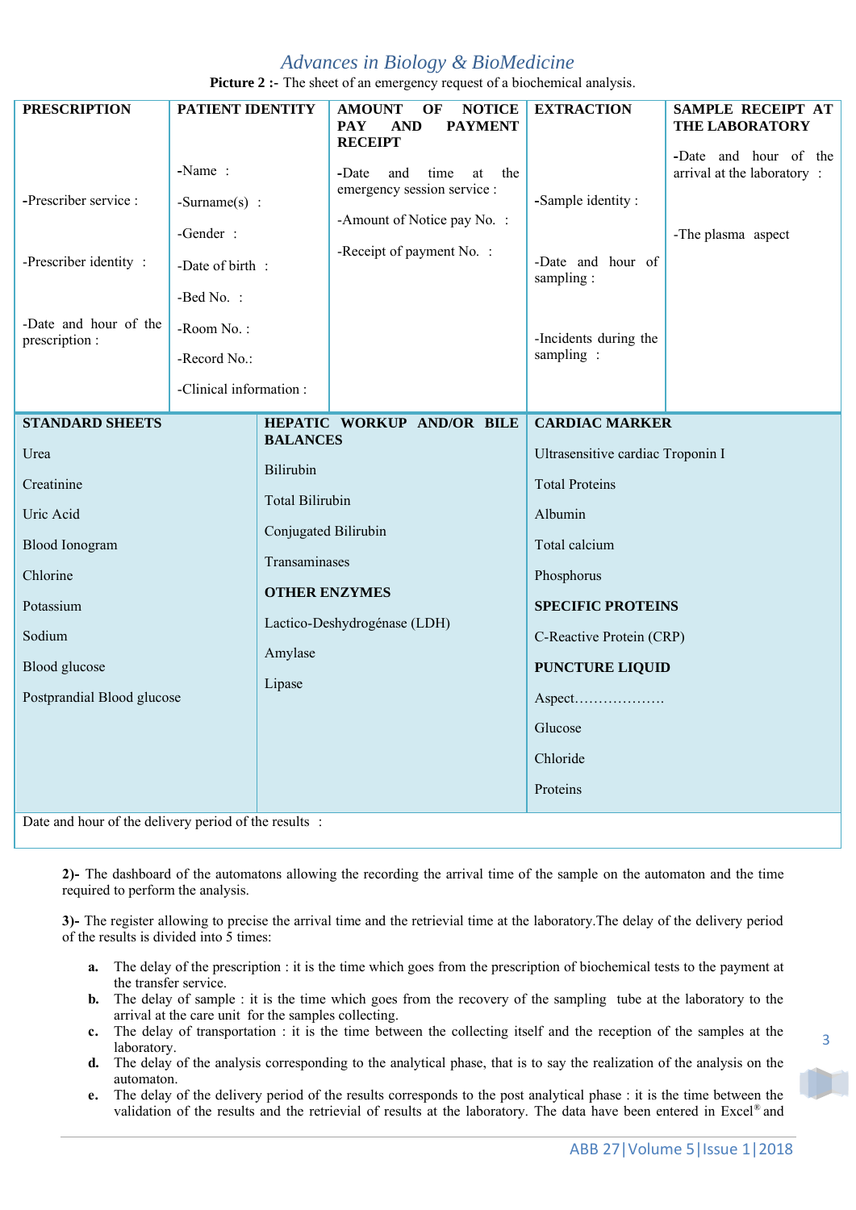**Picture 2 :-** The sheet of an emergency request of a biochemical analysis.

| PRESCRIPTION | PATIENT IDENTITY | AMOUNT OF NOTICE PAY AND PAYMENT RECEIPT | EXTRACTION | SAMPLE RECEIPT AT THE LABORATORY |
|---|---|---|---|---|
| -Prescriber service :<br>-Prescriber identity :<br>-Date and hour of the prescription : | -Name :<br>-Surname(s) :<br>-Gender :<br>-Date of birth :<br>-Bed No. :<br>-Room No. :<br>-Record No.:<br>-Clinical information : | -Date and time at the emergency session service :<br>-Amount of Notice pay No. :<br>-Receipt of payment No. : | -Sample identity :<br>-Date and hour of sampling :<br>-Incidents during the sampling : | -Date and hour of the arrival at the laboratory :<br>-The plasma aspect |

| STANDARD SHEETS | HEPATIC WORKUP AND/OR BILE BALANCES | CARDIAC MARKER |
|---|---|---|
| Urea | Bilirubin | Ultrasensitive cardiac Troponin I |
| Creatinine | Total Bilirubin | Total Proteins |
| Uric Acid | Conjugated Bilirubin | Albumin |
| Blood Ionogram | Transaminases | Total calcium |
| Chlorine | **OTHER ENZYMES** | Phosphorus |
| Potassium | Lactico-Deshydrogénase (LDH) | **SPECIFIC PROTEINS** |
| Sodium | Amylase | C-Reactive Protein (CRP) |
| Blood glucose | Lipase | **PUNCTURE LIQUID** |
| Postprandial Blood glucose | | Aspect………………. |
| | | Glucose |
| | | Chloride |
| | | Proteins |
| Date and hour of the delivery period of the results : | | |

**2)-** The dashboard of the automatons allowing the recording the arrival time of the sample on the automaton and the time required to perform the analysis.

**3)-** The register allowing to precise the arrival time and the retrievial time at the laboratory.The delay of the delivery period of the results is divided into 5 times:

- **a.** The delay of the prescription : it is the time which goes from the prescription of biochemical tests to the payment at the transfer service.
- **b.** The delay of sample : it is the time which goes from the recovery of the sampling tube at the laboratory to the arrival at the care unit for the samples collecting.
- **c.** The delay of transportation : it is the time between the collecting itself and the reception of the samples at the laboratory.
- **d.** The delay of the analysis corresponding to the analytical phase, that is to say the realization of the analysis on the automaton.
- **e.** The delay of the delivery period of the results corresponds to the post analytical phase : it is the time between the validation of the results and the retrievial of results at the laboratory. The data have been entered in Excel® and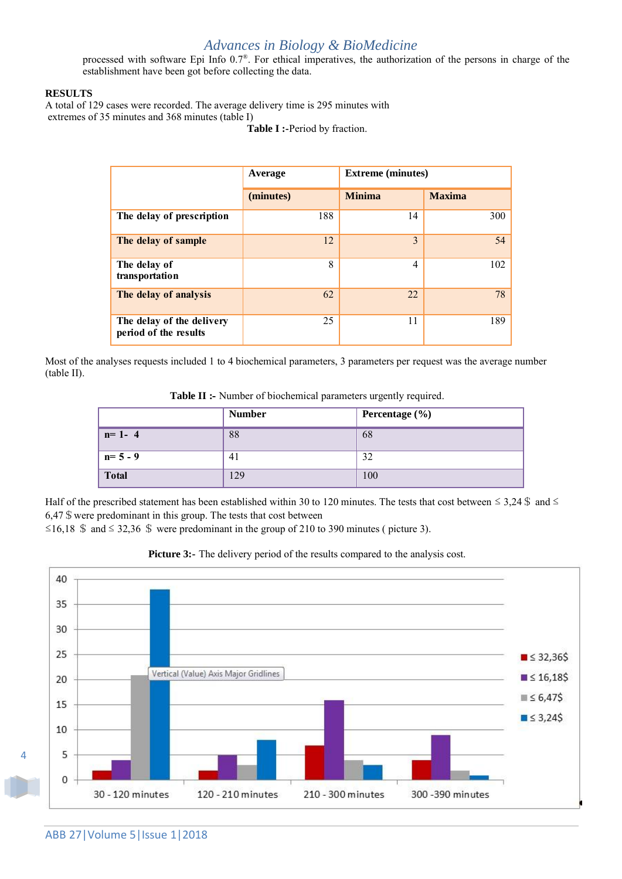processed with software Epi Info 0.7®. For ethical imperatives, the authorization of the persons in charge of the establishment have been got before collecting the data.

## RESULTS

A total of 129 cases were recorded. The average delivery time is 295 minutes with extremes of 35 minutes and 368 minutes (table I)

**Table I :**-Period by fraction.

| | Average | Extreme (minutes) | |
|---|---|---|---|
| | (minutes) | Minima | Maxima |
| **The delay of prescription** | 188 | 14 | 300 |
| **The delay of sample** | 12 | 3 | 54 |
| **The delay of transportation** | 8 | 4 | 102 |
| **The delay of analysis** | 62 | 22 | 78 |
| **The delay of the delivery period of the results** | 25 | 11 | 189 |

Most of the analyses requests included 1 to 4 biochemical parameters, 3 parameters per request was the average number (table II).

**Table II :-** Number of biochemical parameters urgently required.

| | Number | Percentage (%) |
|---|---|---|
| **n= 1- 4** | 88 | 68 |
| **n= 5 - 9** | 41 | 32 |
| **Total** | 129 | 100 |

Half of the prescribed statement has been established within 30 to 120 minutes. The tests that cost between ≤ 3,24 $ and ≤ 6,47 $ were predominant in this group. The tests that cost between ≤16,18 $ and ≤ 32,36 $ were predominant in the group of 210 to 390 minutes ( picture 3).

**Picture 3:-** The delivery period of the results compared to the analysis cost.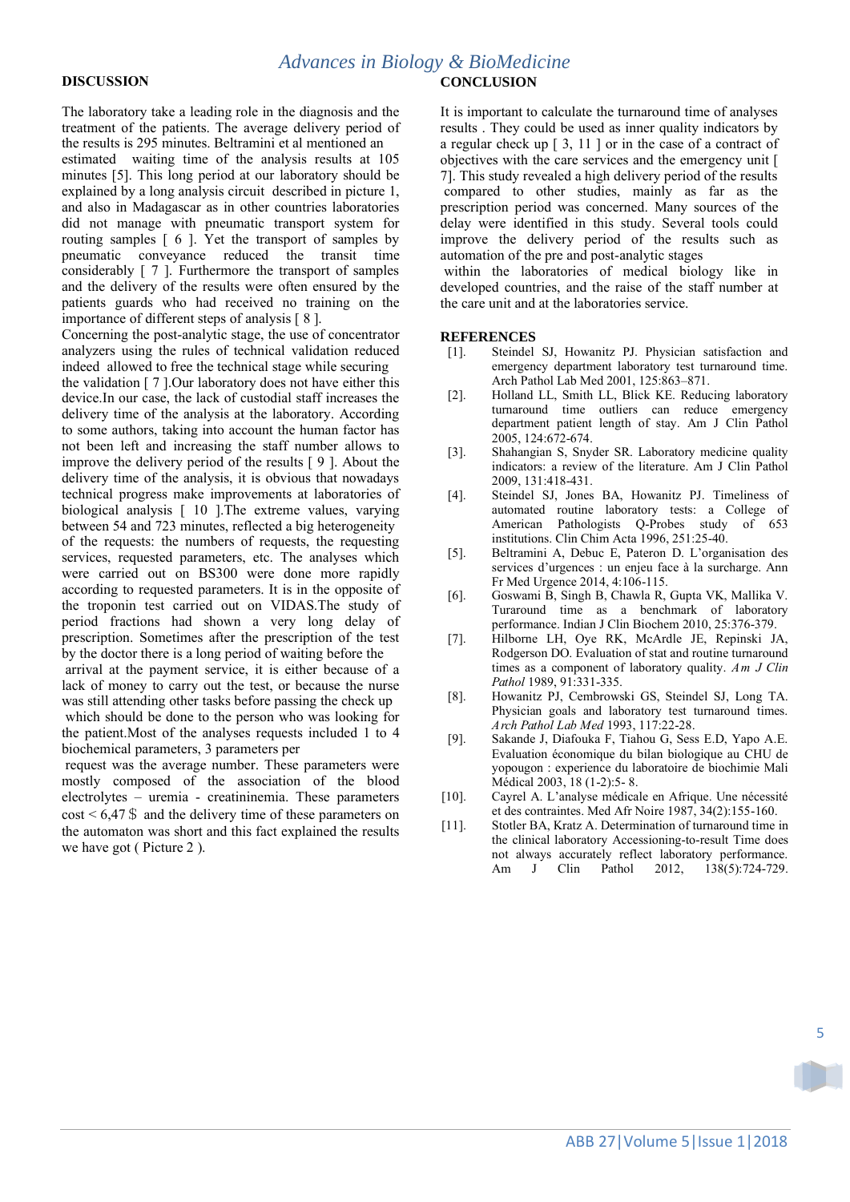## DISCUSSION

The laboratory take a leading role in the diagnosis and the treatment of the patients. The average delivery period of the results is 295 minutes. Beltramini et al mentioned an estimated waiting time of the analysis results at 105 minutes [5]. This long period at our laboratory should be explained by a long analysis circuit described in picture 1, and also in Madagascar as in other countries laboratories did not manage with pneumatic transport system for routing samples [ 6 ]. Yet the transport of samples by pneumatic conveyance reduced the transit time considerably [ 7 ]. Furthermore the transport of samples and the delivery of the results were often ensured by the patients guards who had received no training on the importance of different steps of analysis [ 8 ].

Concerning the post-analytic stage, the use of concentrator analyzers using the rules of technical validation reduced indeed allowed to free the technical stage while securing the validation [ 7 ].Our laboratory does not have either this device.In our case, the lack of custodial staff increases the delivery time of the analysis at the laboratory. According to some authors, taking into account the human factor has not been left and increasing the staff number allows to improve the delivery period of the results [ 9 ]. About the delivery time of the analysis, it is obvious that nowadays technical progress make improvements at laboratories of biological analysis [ 10 ].The extreme values, varying between 54 and 723 minutes, reflected a big heterogeneity of the requests: the numbers of requests, the requesting services, requested parameters, etc. The analyses which were carried out on BS300 were done more rapidly according to requested parameters. It is in the opposite of the troponin test carried out on VIDAS.The study of period fractions had shown a very long delay of prescription. Sometimes after the prescription of the test by the doctor there is a long period of waiting before the arrival at the payment service, it is either because of a lack of money to carry out the test, or because the nurse was still attending other tasks before passing the check up which should be done to the person who was looking for the patient.Most of the analyses requests included 1 to 4 biochemical parameters, 3 parameters per request was the average number. These parameters were mostly composed of the association of the blood electrolytes – uremia - creatininemia. These parameters cost < 6,47 $ and the delivery time of these parameters on the automaton was short and this fact explained the results we have got ( Picture 2 ).

## CONCLUSION

It is important to calculate the turnaround time of analyses results . They could be used as inner quality indicators by a regular check up [ 3, 11 ] or in the case of a contract of objectives with the care services and the emergency unit [ 7]. This study revealed a high delivery period of the results compared to other studies, mainly as far as the prescription period was concerned. Many sources of the delay were identified in this study. Several tools could improve the delivery period of the results such as automation of the pre and post-analytic stages within the laboratories of medical biology like in developped countries, and the raise of the staff number at the care unit and at the laboratories service.

## REFERENCES

[1]. Steindel SJ, Howanitz PJ. Physician satisfaction and emergency department laboratory test turnaround time. Arch Pathol Lab Med 2001, 125:863–871.

[2]. Holland LL, Smith LL, Blick KE. Reducing laboratory turnaround time outliers can reduce emergency department patient length of stay. Am J Clin Pathol 2005, 124:672-674.

[3]. Shahangian S, Snyder SR. Laboratory medicine quality indicators: a review of the literature. Am J Clin Pathol 2009, 131:418-431.

[4]. Steindel SJ, Jones BA, Howanitz PJ. Timeliness of automated routine laboratory tests: a College of American Pathologists Q-Probes study of 653 institutions. Clin Chim Acta 1996, 251:25-40.

[5]. Beltramini A, Debuc E, Pateron D. L'organisation des services d'urgences : un enjeu face à la surcharge. Ann Fr Med Urgence 2014, 4:106-115.

[6]. Goswami B, Singh B, Chawla R, Gupta VK, Mallika V. Turaround time as a benchmark of laboratory performance. Indian J Clin Biochem 2010, 25:376-379.

[7]. Hilborne LH, Oye RK, McArdle JE, Repinski JA, Rodgerson DO. Evaluation of stat and routine turnaround times as a component of laboratory quality. *Am J Clin Pathol* 1989, 91:331-335.

[8]. Howanitz PJ, Cembrowski GS, Steindel SJ, Long TA. Physician goals and laboratory test turnaround times. *Arch Pathol Lab Med* 1993, 117:22-28.

[9]. Sakande J, Diafouka F, Tiahou G, Sess E.D, Yapo A.E. Evaluation économique du bilan biologique au CHU de yopougon : experience du laboratoire de biochimie Mali Médical 2003, 18 (1-2):5- 8.

[10]. Cayrel A. L'analyse médicale en Afrique. Une nécessité et des contraintes. Med Afr Noire 1987, 34(2):155-160.

[11]. Stotler BA, Kratz A. Determination of turnaround time in the clinical laboratory Accessioning-to-result Time does not always accurately reflect laboratory performance. Am J Clin Pathol 2012, 138(5):724-729.